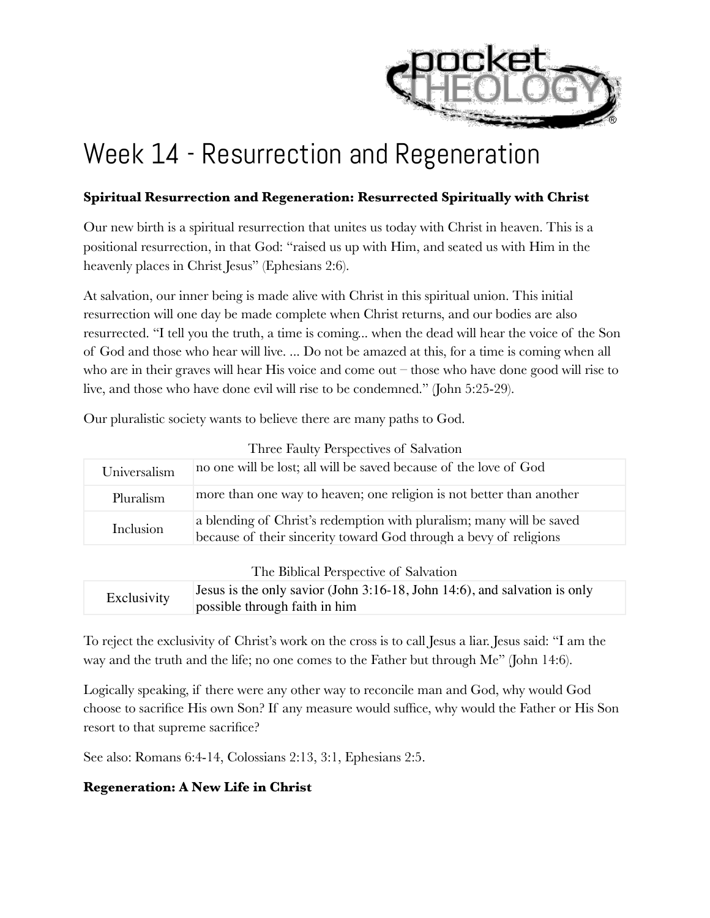# Week 14 - Resurrection and Regeneration

**Spiritual Resurrection and Regeneration: Resurrected Spiritually with Christ**

Our new birth is a spiritual resurrection that unites us today with Christ in heaven. This is a positional resurrection, in that God: "raised us up with Him, and seated us with Him in the heavenly places in Christ Jesus" (Ephesians 2:6).

At salvation, our inner being is made alive with Christ in this spiritual union. This initial resurrection will one day be made complete when Christ returns, and our bodies are also resurrected. "I tell you the truth, a time is coming... when the dead will hear the voice of the Son of God and those who hear will live. ... Do not be amazed at this, for a time is coming when all who are in their graves will hear His voice and come out – those who have done good will rise to live, and those who have done evil will rise to be condemned." (John 5:25-29).

Our pluralistic society wants to believe there are many paths to God.

Three Faulty Perspectives of Salvation

| | |
|---|---|
| Universalism | no one will be lost; all will be saved because of the love of God |
| Pluralism | more than one way to heaven; one religion is not better than another |
| Inclusion | a blending of Christ's redemption with pluralism; many will be saved because of their sincerity toward God through a bevy of religions |

The Biblical Perspective of Salvation

| | |
|---|---|
| Exclusivity | Jesus is the only savior (John 3:16-18, John 14:6), and salvation is only possible through faith in him |

To reject the exclusivity of Christ's work on the cross is to call Jesus a liar. Jesus said: "I am the way and the truth and the life; no one comes to the Father but through Me" (John 14:6).

Logically speaking, if there were any other way to reconcile man and God, why would God choose to sacrifice His own Son? If any measure would suffice, why would the Father or His Son resort to that supreme sacrifice?

See also: Romans 6:4-14, Colossians 2:13, 3:1, Ephesians 2:5.

**Regeneration: A New Life in Christ**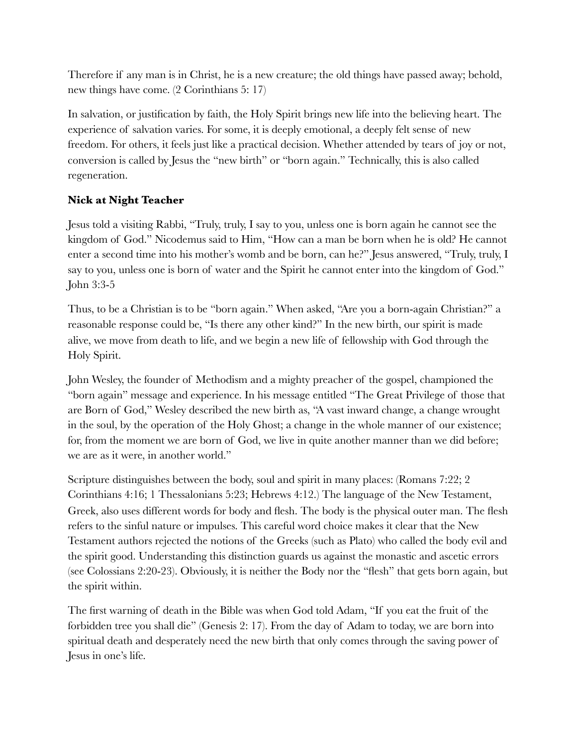Therefore if any man is in Christ, he is a new creature; the old things have passed away; behold, new things have come. (2 Corinthians 5: 17)

In salvation, or justification by faith, the Holy Spirit brings new life into the believing heart. The experience of salvation varies. For some, it is deeply emotional, a deeply felt sense of new freedom. For others, it feels just like a practical decision. Whether attended by tears of joy or not, conversion is called by Jesus the "new birth" or "born again." Technically, this is also called regeneration.

**Nick at Night Teacher**

Jesus told a visiting Rabbi, "Truly, truly, I say to you, unless one is born again he cannot see the kingdom of God." Nicodemus said to Him, "How can a man be born when he is old? He cannot enter a second time into his mother's womb and be born, can he?" Jesus answered, "Truly, truly, I say to you, unless one is born of water and the Spirit he cannot enter into the kingdom of God." John 3:3-5

Thus, to be a Christian is to be "born again." When asked, "Are you a born-again Christian?" a reasonable response could be, "Is there any other kind?" In the new birth, our spirit is made alive, we move from death to life, and we begin a new life of fellowship with God through the Holy Spirit.

John Wesley, the founder of Methodism and a mighty preacher of the gospel, championed the "born again" message and experience. In his message entitled "The Great Privilege of those that are Born of God," Wesley described the new birth as, "A vast inward change, a change wrought in the soul, by the operation of the Holy Ghost; a change in the whole manner of our existence; for, from the moment we are born of God, we live in quite another manner than we did before; we are as it were, in another world."

Scripture distinguishes between the body, soul and spirit in many places: (Romans 7:22; 2 Corinthians 4:16; 1 Thessalonians 5:23; Hebrews 4:12.) The language of the New Testament, Greek, also uses different words for body and flesh. The body is the physical outer man. The flesh refers to the sinful nature or impulses. This careful word choice makes it clear that the New Testament authors rejected the notions of the Greeks (such as Plato) who called the body evil and the spirit good. Understanding this distinction guards us against the monastic and ascetic errors (see Colossians 2:20-23). Obviously, it is neither the Body nor the "flesh" that gets born again, but the spirit within.

The first warning of death in the Bible was when God told Adam, "If you eat the fruit of the forbidden tree you shall die" (Genesis 2: 17). From the day of Adam to today, we are born into spiritual death and desperately need the new birth that only comes through the saving power of Jesus in one's life.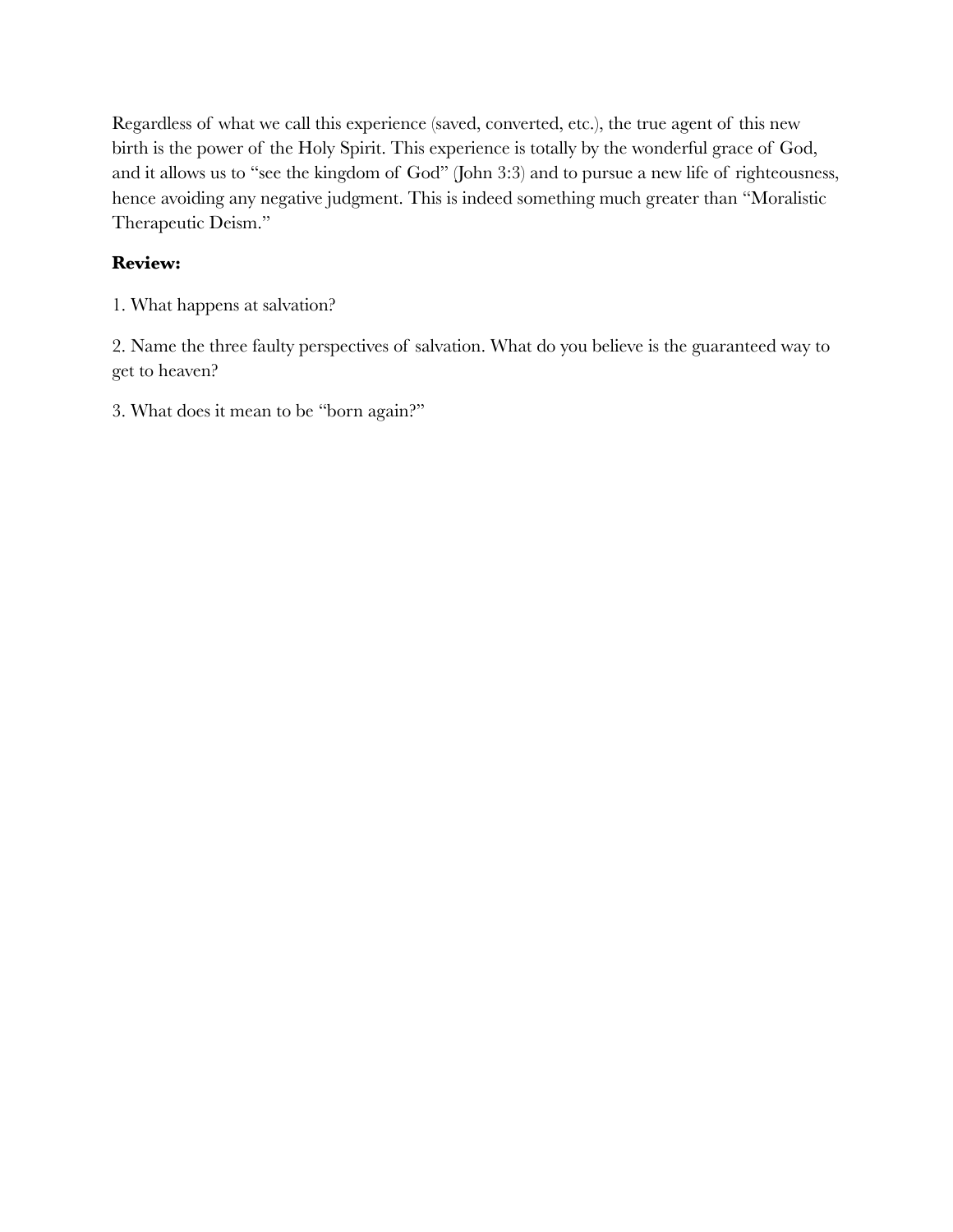Regardless of what we call this experience (saved, converted, etc.), the true agent of this new birth is the power of the Holy Spirit. This experience is totally by the wonderful grace of God, and it allows us to "see the kingdom of God" (John 3:3) and to pursue a new life of righteousness, hence avoiding any negative judgment. This is indeed something much greater than "Moralistic Therapeutic Deism."

**Review:**

1. What happens at salvation?

2. Name the three faulty perspectives of salvation. What do you believe is the guaranteed way to get to heaven?

3. What does it mean to be "born again?"